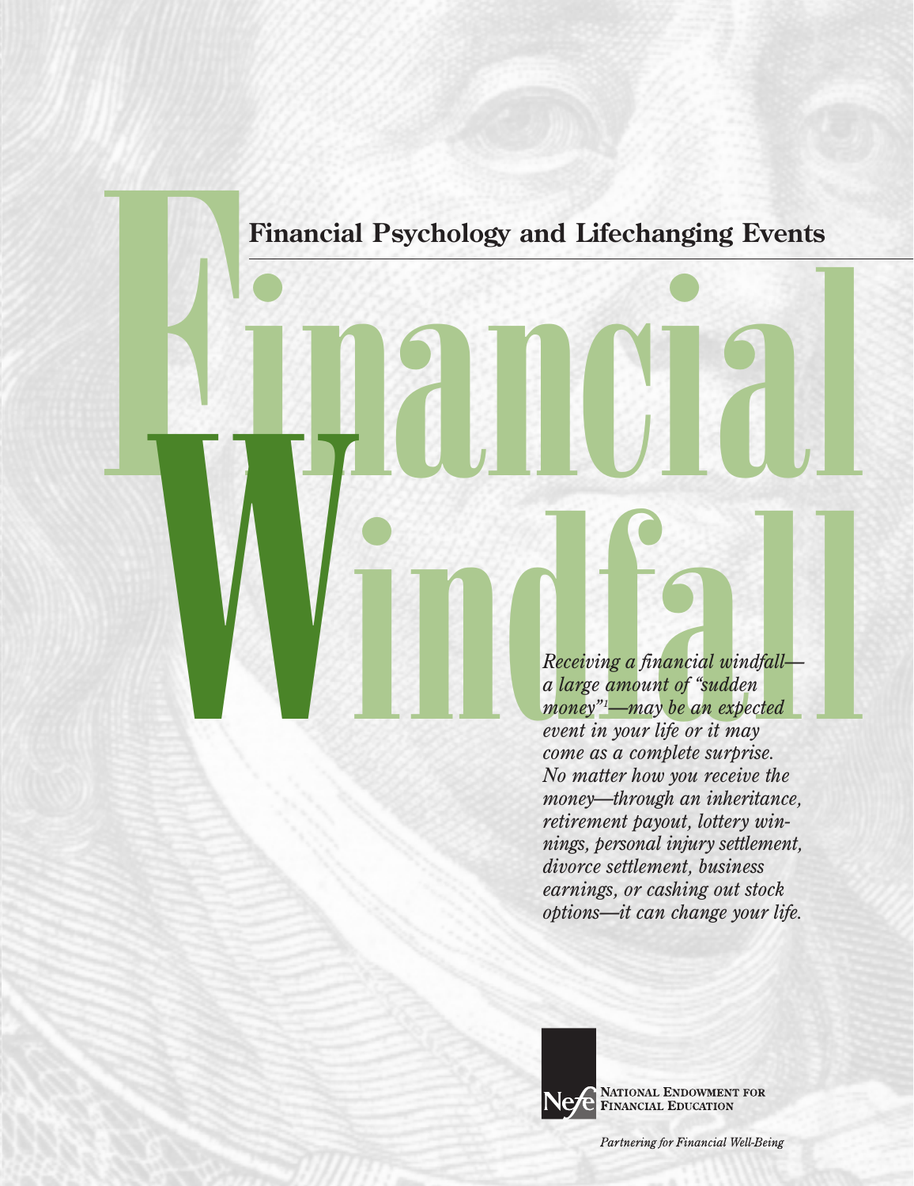## Financial Psychology and Lifechanging Events

# Financial Windfall

*Receiving a financial windfall—a large amount of "sudden money"[1]—may be an expected event in your life or it may come as a complete surprise. No matter how you receive the money—through an inheritance, retirement payout, lottery winnings, personal injury settlement, divorce settlement, business earnings, or cashing out stock options—it can change your life.*

NEFE
NATIONAL ENDOWMENT FOR FINANCIAL EDUCATION

*Partnering for Financial Well-Being*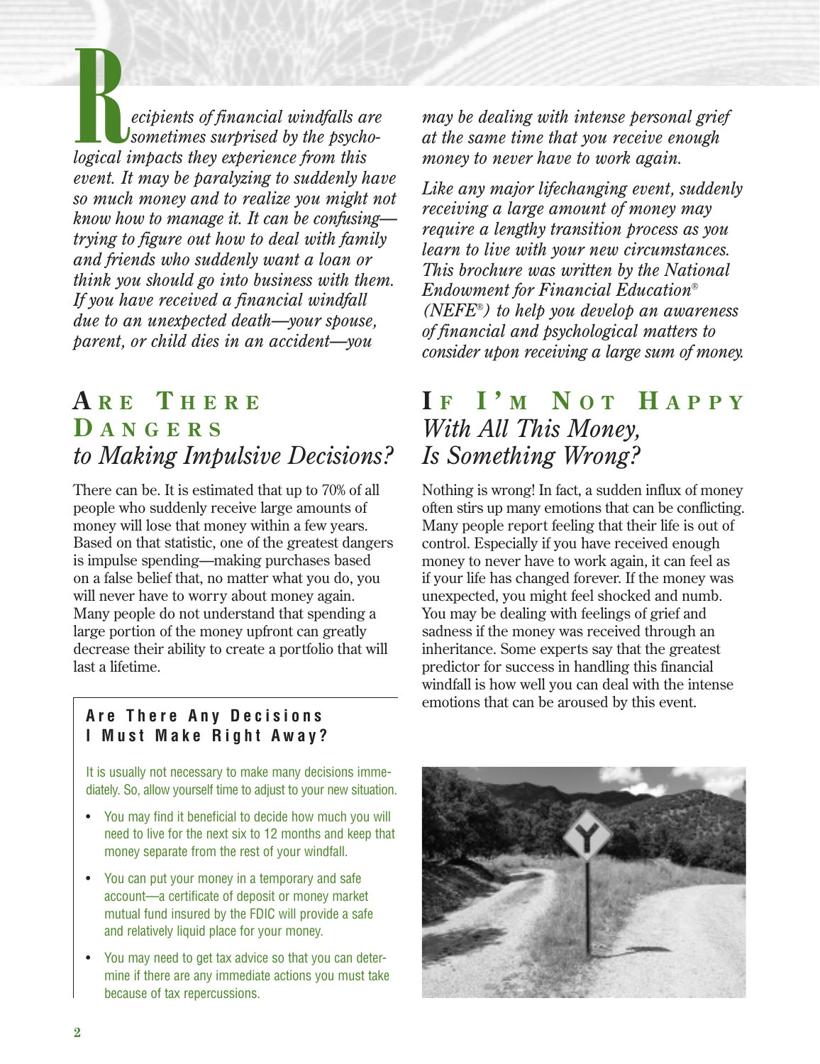*Recipients of financial windfalls are sometimes surprised by the psychological impacts they experience from this event. It may be paralyzing to suddenly have so much money and to realize you might not know how to manage it. It can be confusing—trying to figure out how to deal with family and friends who suddenly want a loan or think you should go into business with them. If you have received a financial windfall due to an unexpected death—your spouse, parent, or child dies in an accident—you may be dealing with intense personal grief at the same time that you receive enough money to never have to work again.*

*Like any major lifechanging event, suddenly receiving a large amount of money may require a lengthy transition process as you learn to live with your new circumstances. This brochure was written by the National Endowment for Financial Education® (NEFE®) to help you develop an awareness of financial and psychological matters to consider upon receiving a large sum of money.*

## Are There Dangers *to Making Impulsive Decisions?*

There can be. It is estimated that up to 70% of all people who suddenly receive large amounts of money will lose that money within a few years. Based on that statistic, one of the greatest dangers is impulse spending—making purchases based on a false belief that, no matter what you do, you will never have to worry about money again. Many people do not understand that spending a large portion of the money upfront can greatly decrease their ability to create a portfolio that will last a lifetime.

### Are There Any Decisions I Must Make Right Away?

It is usually not necessary to make many decisions immediately. So, allow yourself time to adjust to your new situation.

- You may find it beneficial to decide how much you will need to live for the next six to 12 months and keep that money separate from the rest of your windfall.
- You can put your money in a temporary and safe account—a certificate of deposit or money market mutual fund insured by the FDIC will provide a safe and relatively liquid place for your money.
- You may need to get tax advice so that you can determine if there are any immediate actions you must take because of tax repercussions.

## If I'm Not Happy *With All This Money, Is Something Wrong?*

Nothing is wrong! In fact, a sudden influx of money often stirs up many emotions that can be conflicting. Many people report feeling that their life is out of control. Especially if you have received enough money to never have to work again, it can feel as if your life has changed forever. If the money was unexpected, you might feel shocked and numb. You may be dealing with feelings of grief and sadness if the money was received through an inheritance. Some experts say that the greatest predictor for success in handling this financial windfall is how well you can deal with the intense emotions that can be aroused by this event.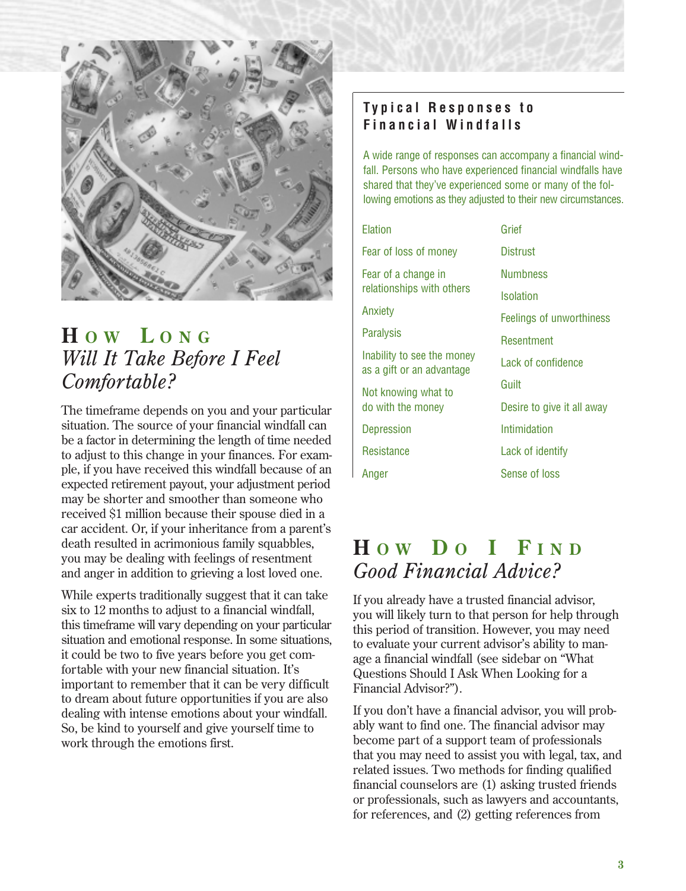## HOW LONG *Will It Take Before I Feel Comfortable?*

The timeframe depends on you and your particular situation. The source of your financial windfall can be a factor in determining the length of time needed to adjust to this change in your finances. For example, if you have received this windfall because of an expected retirement payout, your adjustment period may be shorter and smoother than someone who received $1 million because their spouse died in a car accident. Or, if your inheritance from a parent's death resulted in acrimonious family squabbles, you may be dealing with feelings of resentment and anger in addition to grieving a lost loved one.

While experts traditionally suggest that it can take six to 12 months to adjust to a financial windfall, this timeframe will vary depending on your particular situation and emotional response. In some situations, it could be two to five years before you get comfortable with your new financial situation. It's important to remember that it can be very difficult to dream about future opportunities if you are also dealing with intense emotions about your windfall. So, be kind to yourself and give yourself time to work through the emotions first.

### Typical Responses to Financial Windfalls

A wide range of responses can accompany a financial windfall. Persons who have experienced financial windfalls have shared that they've experienced some or many of the following emotions as they adjusted to their new circumstances.

- Elation
- Fear of loss of money
- Fear of a change in relationships with others
- Anxiety
- Paralysis
- Inability to see the money as a gift or an advantage
- Not knowing what to do with the money
- Depression
- Resistance
- Anger
- Grief
- Distrust
- Numbness
- Isolation
- Feelings of unworthiness
- Resentment
- Lack of confidence
- Guilt
- Desire to give it all away
- Intimidation
- Lack of identify
- Sense of loss

## HOW DO I FIND *Good Financial Advice?*

If you already have a trusted financial advisor, you will likely turn to that person for help through this period of transition. However, you may need to evaluate your current advisor's ability to manage a financial windfall (see sidebar on "What Questions Should I Ask When Looking for a Financial Advisor?").

If you don't have a financial advisor, you will probably want to find one. The financial advisor may become part of a support team of professionals that you may need to assist you with legal, tax, and related issues. Two methods for finding qualified financial counselors are (1) asking trusted friends or professionals, such as lawyers and accountants, for references, and (2) getting references from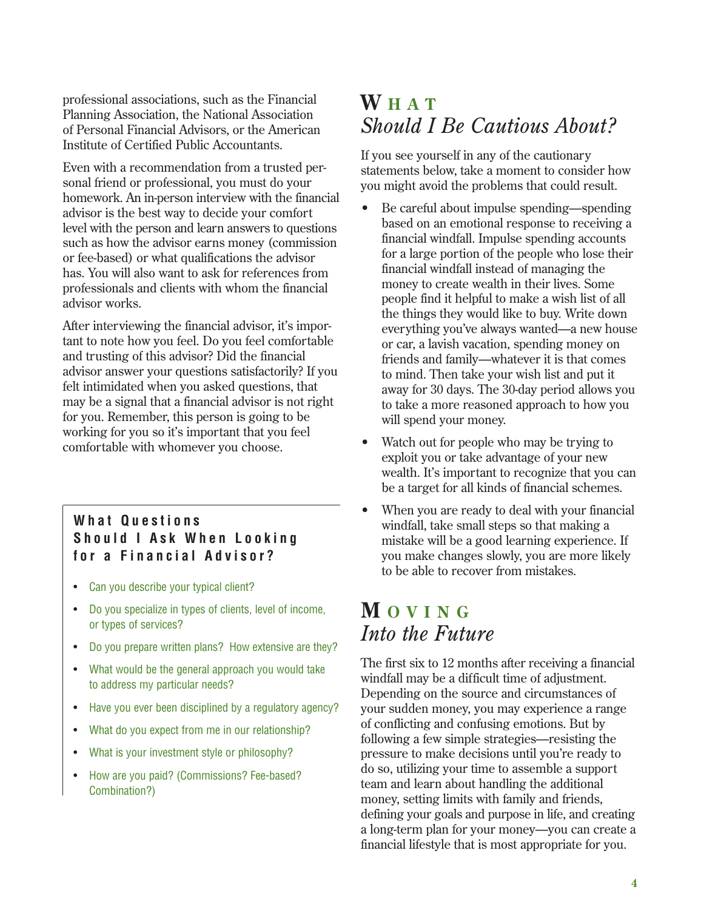professional associations, such as the Financial Planning Association, the National Association of Personal Financial Advisors, or the American Institute of Certified Public Accountants.

Even with a recommendation from a trusted personal friend or professional, you must do your homework. An in-person interview with the financial advisor is the best way to decide your comfort level with the person and learn answers to questions such as how the advisor earns money (commission or fee-based) or what qualifications the advisor has. You will also want to ask for references from professionals and clients with whom the financial advisor works.

After interviewing the financial advisor, it's important to note how you feel. Do you feel comfortable and trusting of this advisor? Did the financial advisor answer your questions satisfactorily? If you felt intimidated when you asked questions, that may be a signal that a financial advisor is not right for you. Remember, this person is going to be working for you so it's important that you feel comfortable with whomever you choose.

### What Questions Should I Ask When Looking for a Financial Advisor?

- Can you describe your typical client?
- Do you specialize in types of clients, level of income, or types of services?
- Do you prepare written plans? How extensive are they?
- What would be the general approach you would take to address my particular needs?
- Have you ever been disciplined by a regulatory agency?
- What do you expect from me in our relationship?
- What is your investment style or philosophy?
- How are you paid? (Commissions? Fee-based? Combination?)

## What *Should I Be Cautious About?*

If you see yourself in any of the cautionary statements below, take a moment to consider how you might avoid the problems that could result.

- Be careful about impulse spending—spending based on an emotional response to receiving a financial windfall. Impulse spending accounts for a large portion of the people who lose their financial windfall instead of managing the money to create wealth in their lives. Some people find it helpful to make a wish list of all the things they would like to buy. Write down everything you've always wanted—a new house or car, a lavish vacation, spending money on friends and family—whatever it is that comes to mind. Then take your wish list and put it away for 30 days. The 30-day period allows you to take a more reasoned approach to how you will spend your money.
- Watch out for people who may be trying to exploit you or take advantage of your new wealth. It's important to recognize that you can be a target for all kinds of financial schemes.
- When you are ready to deal with your financial windfall, take small steps so that making a mistake will be a good learning experience. If you make changes slowly, you are more likely to be able to recover from mistakes.

## Moving *Into the Future*

The first six to 12 months after receiving a financial windfall may be a difficult time of adjustment. Depending on the source and circumstances of your sudden money, you may experience a range of conflicting and confusing emotions. But by following a few simple strategies—resisting the pressure to make decisions until you're ready to do so, utilizing your time to assemble a support team and learn about handling the additional money, setting limits with family and friends, defining your goals and purpose in life, and creating a long-term plan for your money—you can create a financial lifestyle that is most appropriate for you.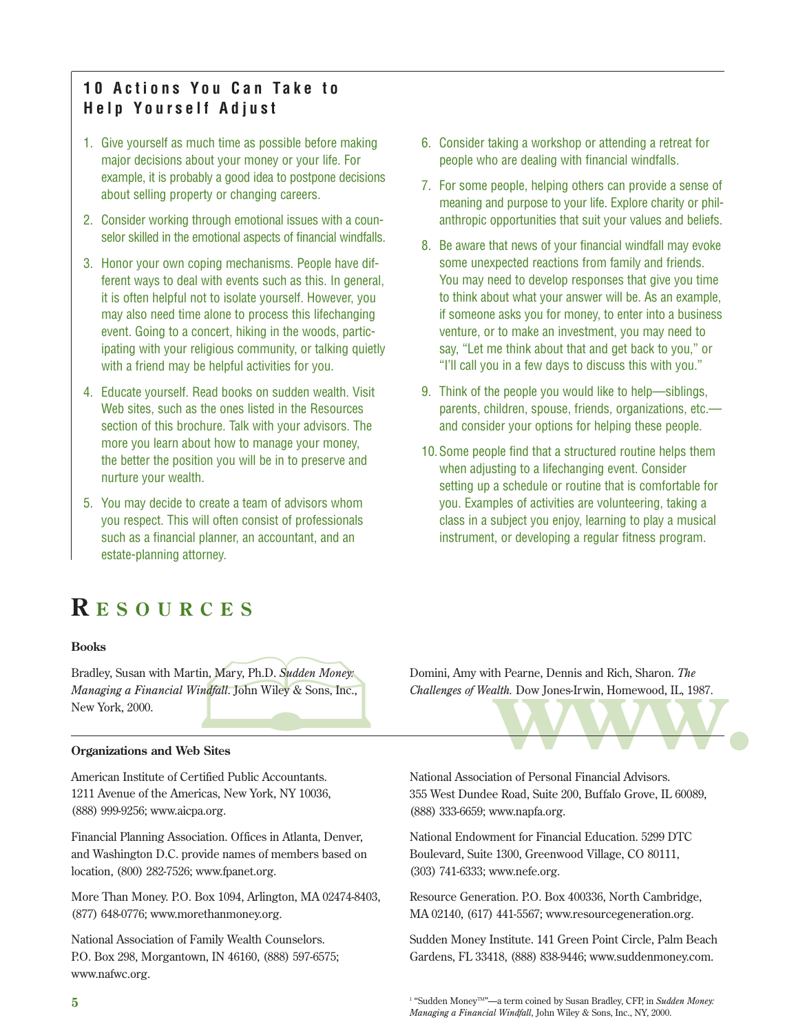## 10 Actions You Can Take to Help Yourself Adjust

1. Give yourself as much time as possible before making major decisions about your money or your life. For example, it is probably a good idea to postpone decisions about selling property or changing careers.
2. Consider working through emotional issues with a counselor skilled in the emotional aspects of financial windfalls.
3. Honor your own coping mechanisms. People have different ways to deal with events such as this. In general, it is often helpful not to isolate yourself. However, you may also need time alone to process this lifechanging event. Going to a concert, hiking in the woods, participating with your religious community, or talking quietly with a friend may be helpful activities for you.
4. Educate yourself. Read books on sudden wealth. Visit Web sites, such as the ones listed in the Resources section of this brochure. Talk with your advisors. The more you learn about how to manage your money, the better the position you will be in to preserve and nurture your wealth.
5. You may decide to create a team of advisors whom you respect. This will often consist of professionals such as a financial planner, an accountant, and an estate-planning attorney.
6. Consider taking a workshop or attending a retreat for people who are dealing with financial windfalls.
7. For some people, helping others can provide a sense of meaning and purpose to your life. Explore charity or philanthropic opportunities that suit your values and beliefs.
8. Be aware that news of your financial windfall may evoke some unexpected reactions from family and friends. You may need to develop responses that give you time to think about what your answer will be. As an example, if someone asks you for money, to enter into a business venture, or to make an investment, you may need to say, "Let me think about that and get back to you," or "I'll call you in a few days to discuss this with you."
9. Think of the people you would like to help—siblings, parents, children, spouse, friends, organizations, etc.—and consider your options for helping these people.
10. Some people find that a structured routine helps them when adjusting to a lifechanging event. Consider setting up a schedule or routine that is comfortable for you. Examples of activities are volunteering, taking a class in a subject you enjoy, learning to play a musical instrument, or developing a regular fitness program.

# Resources

### Books

Bradley, Susan with Martin, Mary, Ph.D. *Sudden Money: Managing a Financial Windfall*. John Wiley & Sons, Inc., New York, 2000.

Domini, Amy with Pearne, Dennis and Rich, Sharon. *The Challenges of Wealth.* Dow Jones-Irwin, Homewood, IL, 1987.

### Organizations and Web Sites

American Institute of Certified Public Accountants. 1211 Avenue of the Americas, New York, NY 10036, (888) 999-9256; www.aicpa.org.

Financial Planning Association. Offices in Atlanta, Denver, and Washington D.C. provide names of members based on location, (800) 282-7526; www.fpanet.org.

More Than Money. P.O. Box 1094, Arlington, MA 02474-8403, (877) 648-0776; www.morethanmoney.org.

National Association of Family Wealth Counselors. P.O. Box 298, Morgantown, IN 46160, (888) 597-6575; www.nafwc.org.

National Association of Personal Financial Advisors. 355 West Dundee Road, Suite 200, Buffalo Grove, IL 60089, (888) 333-6659; www.napfa.org.

National Endowment for Financial Education. 5299 DTC Boulevard, Suite 1300, Greenwood Village, CO 80111, (303) 741-6333; www.nefe.org.

Resource Generation. P.O. Box 400336, North Cambridge, MA 02140, (617) 441-5567; www.resourcegeneration.org.

Sudden Money Institute. 141 Green Point Circle, Palm Beach Gardens, FL 33418, (888) 838-9446; www.suddenmoney.com.

[1] "Sudden Money™"—a term coined by Susan Bradley, CFP, in *Sudden Money: Managing a Financial Windfall*, John Wiley & Sons, Inc., NY, 2000.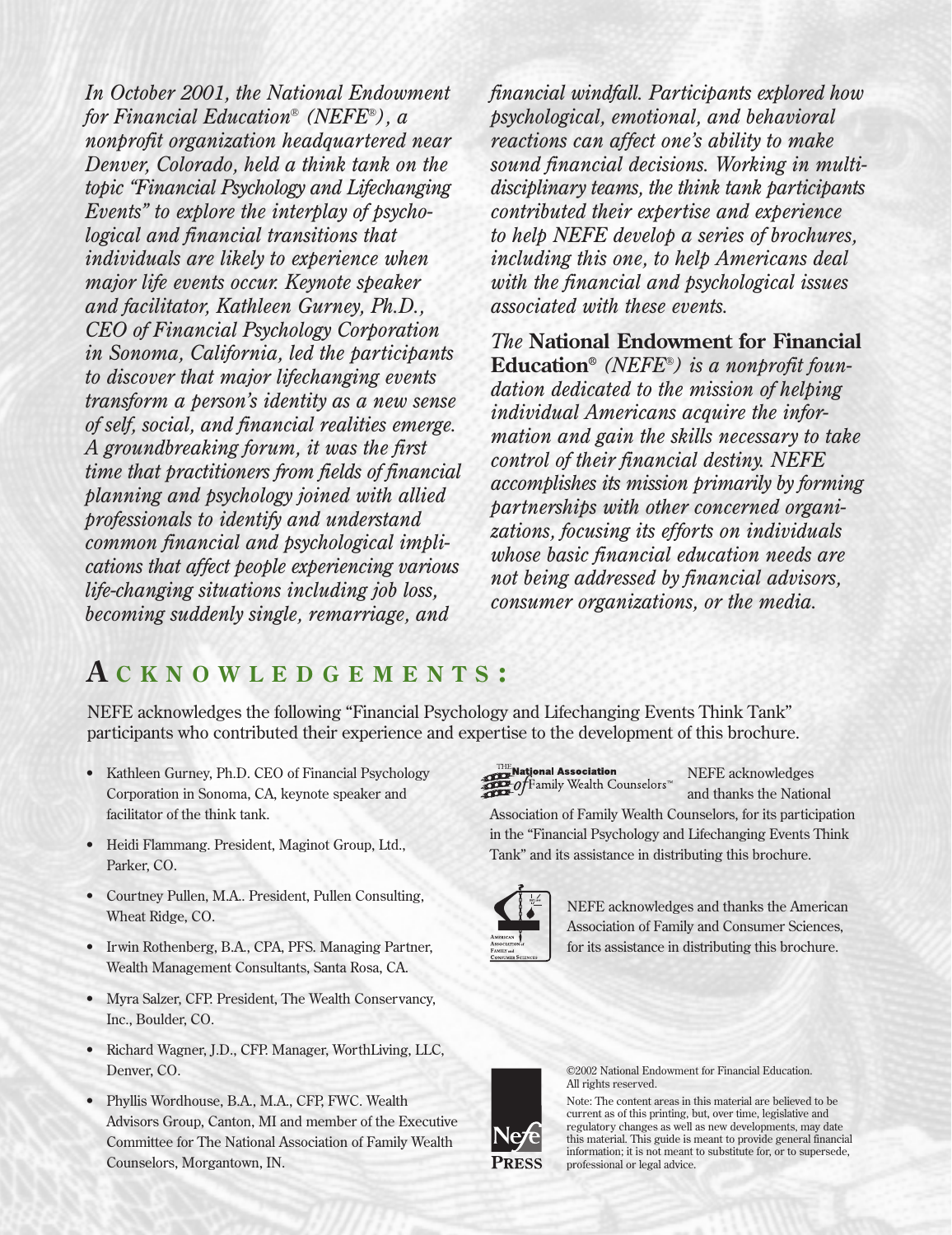*In October 2001, the National Endowment for Financial Education® (NEFE®), a nonprofit organization headquartered near Denver, Colorado, held a think tank on the topic "Financial Psychology and Lifechanging Events" to explore the interplay of psychological and financial transitions that individuals are likely to experience when major life events occur. Keynote speaker and facilitator, Kathleen Gurney, Ph.D., CEO of Financial Psychology Corporation in Sonoma, California, led the participants to discover that major lifechanging events transform a person's identity as a new sense of self, social, and financial realities emerge. A groundbreaking forum, it was the first time that practitioners from fields of financial planning and psychology joined with allied professionals to identify and understand common financial and psychological implications that affect people experiencing various life-changing situations including job loss, becoming suddenly single, remarriage, and financial windfall. Participants explored how psychological, emotional, and behavioral reactions can affect one's ability to make sound financial decisions. Working in multidisciplinary teams, the think tank participants contributed their expertise and experience to help NEFE develop a series of brochures, including this one, to help Americans deal with the financial and psychological issues associated with these events.*

*The* **National Endowment for Financial Education®** *(NEFE®) is a nonprofit foundation dedicated to the mission of helping individual Americans acquire the information and gain the skills necessary to take control of their financial destiny. NEFE accomplishes its mission primarily by forming partnerships with other concerned organizations, focusing its efforts on individuals whose basic financial education needs are not being addressed by financial advisors, consumer organizations, or the media.*

## ACKNOWLEDGEMENTS:

NEFE acknowledges the following "Financial Psychology and Lifechanging Events Think Tank" participants who contributed their experience and expertise to the development of this brochure.

- Kathleen Gurney, Ph.D. CEO of Financial Psychology Corporation in Sonoma, CA, keynote speaker and facilitator of the think tank.
- Heidi Flammang. President, Maginot Group, Ltd., Parker, CO.
- Courtney Pullen, M.A.. President, Pullen Consulting, Wheat Ridge, CO.
- Irwin Rothenberg, B.A., CPA, PFS. Managing Partner, Wealth Management Consultants, Santa Rosa, CA.
- Myra Salzer, CFP. President, The Wealth Conservancy, Inc., Boulder, CO.
- Richard Wagner, J.D., CFP. Manager, WorthLiving, LLC, Denver, CO.
- Phyllis Wordhouse, B.A., M.A., CFP, FWC. Wealth Advisors Group, Canton, MI and member of the Executive Committee for The National Association of Family Wealth Counselors, Morgantown, IN.

THE National Association of Family Wealth Counselors™

NEFE acknowledges and thanks the National Association of Family Wealth Counselors, for its participation in the "Financial Psychology and Lifechanging Events Think Tank" and its assistance in distributing this brochure.

American Association of Family and Consumer Sciences

NEFE acknowledges and thanks the American Association of Family and Consumer Sciences, for its assistance in distributing this brochure.

Nefe PRESS

©2002 National Endowment for Financial Education. All rights reserved.

Note: The content areas in this material are believed to be current as of this printing, but, over time, legislative and regulatory changes as well as new developments, may date this material. This guide is meant to provide general financial information; it is not meant to substitute for, or to supersede, professional or legal advice.